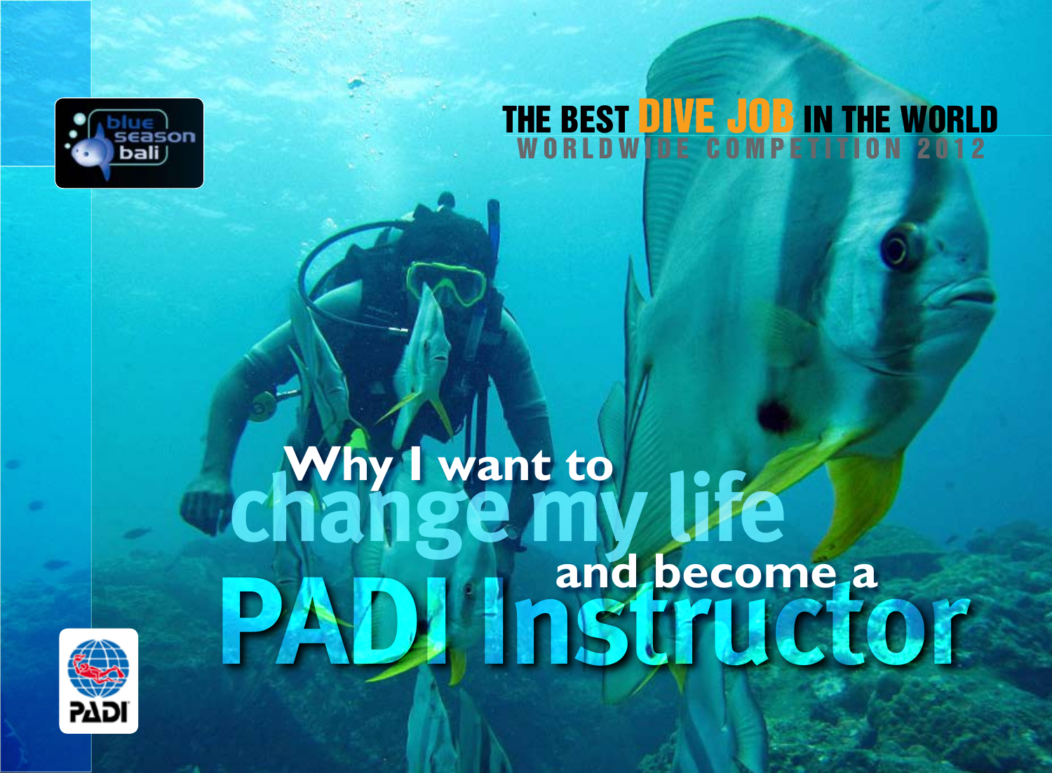blue season bali

# THE BEST DIVE JOB IN THE WORLD

WORLDWIDE COMPETITION 2012

# Why I want to change my life and become a PADI Instructor

PADI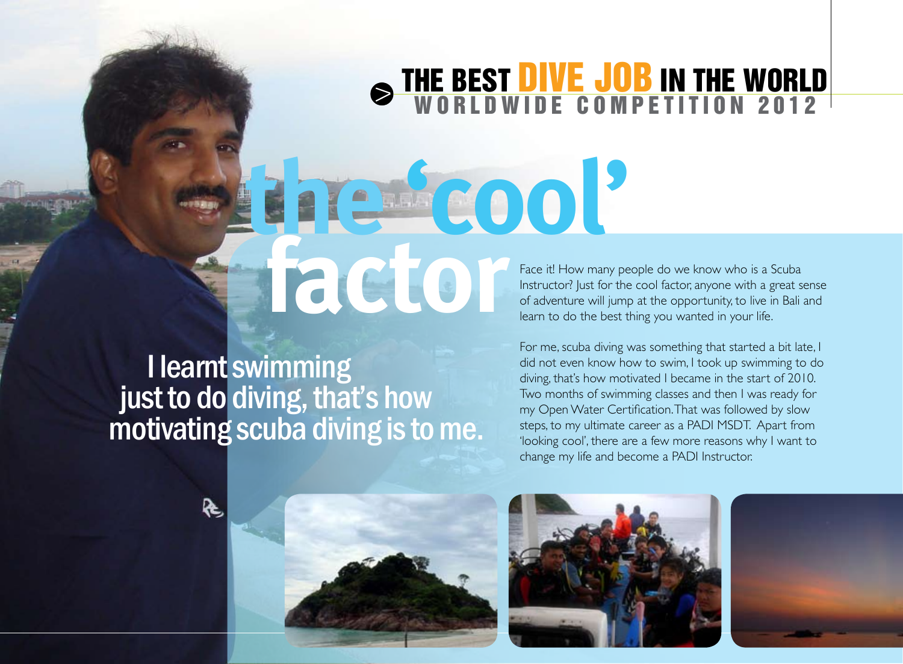# THE BEST DIVE JOB IN THE WORLD

## WORLDWIDE COMPETITION 2012

# the 'cool' factor

**I learnt swimming just to do diving, that's how motivating scuba diving is to me.**

Face it! How many people do we know who is a Scuba Instructor? Just for the cool factor, anyone with a great sense of adventure will jump at the opportunity, to live in Bali and learn to do the best thing you wanted in your life.

For me, scuba diving was something that started a bit late, I did not even know how to swim, I took up swimming to do diving, that's how motivated I became in the start of 2010. Two months of swimming classes and then I was ready for my Open Water Certification. That was followed by slow steps, to my ultimate career as a PADI MSDT. Apart from 'looking cool', there are a few more reasons why I want to change my life and become a PADI Instructor.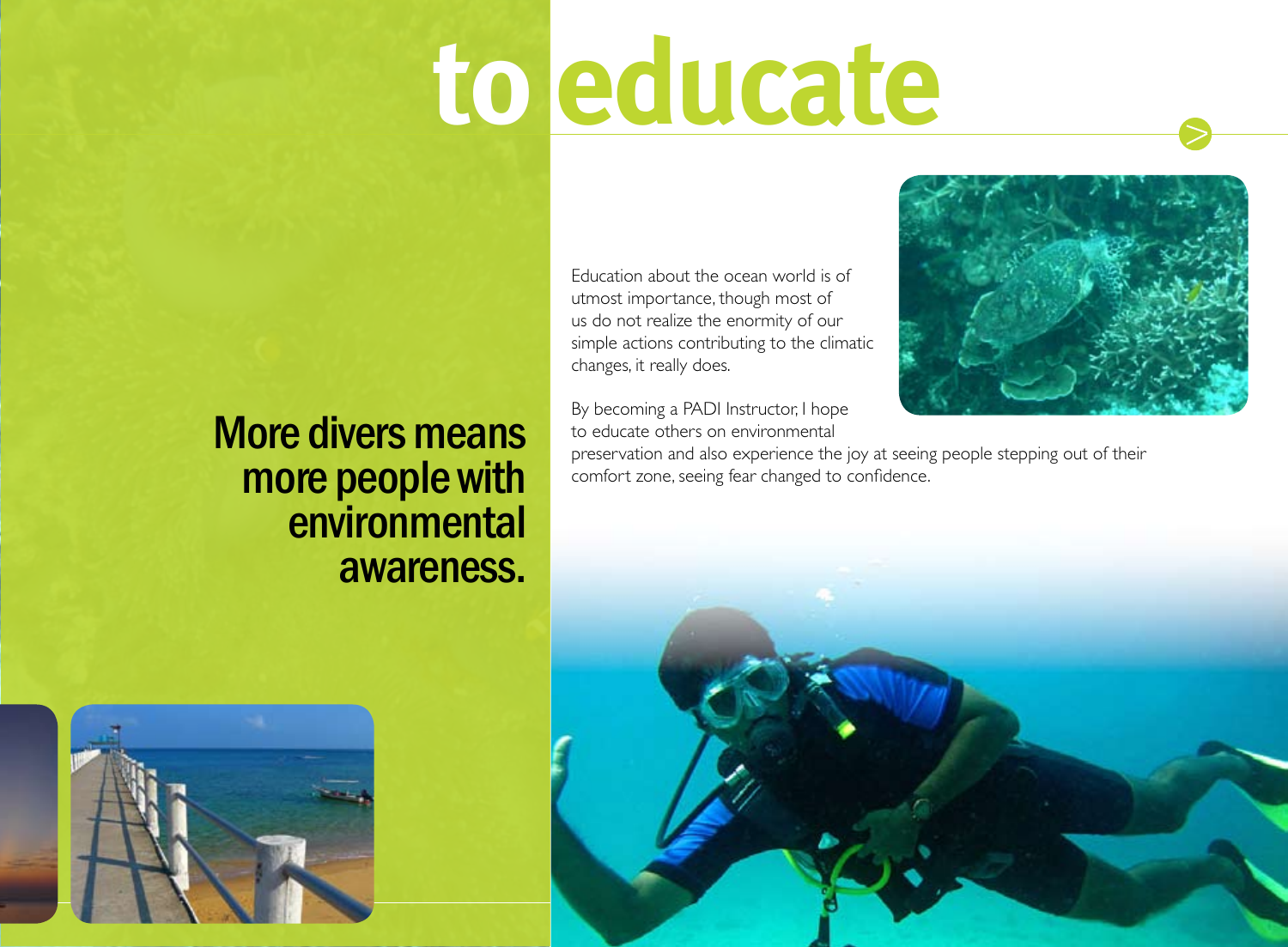# to educate

## More divers means more people with environmental awareness.

Education about the ocean world is of utmost importance, though most of us do not realize the enormity of our simple actions contributing to the climatic changes, it really does.

By becoming a PADI Instructor, I hope to educate others on environmental preservation and also experience the joy at seeing people stepping out of their comfort zone, seeing fear changed to confidence.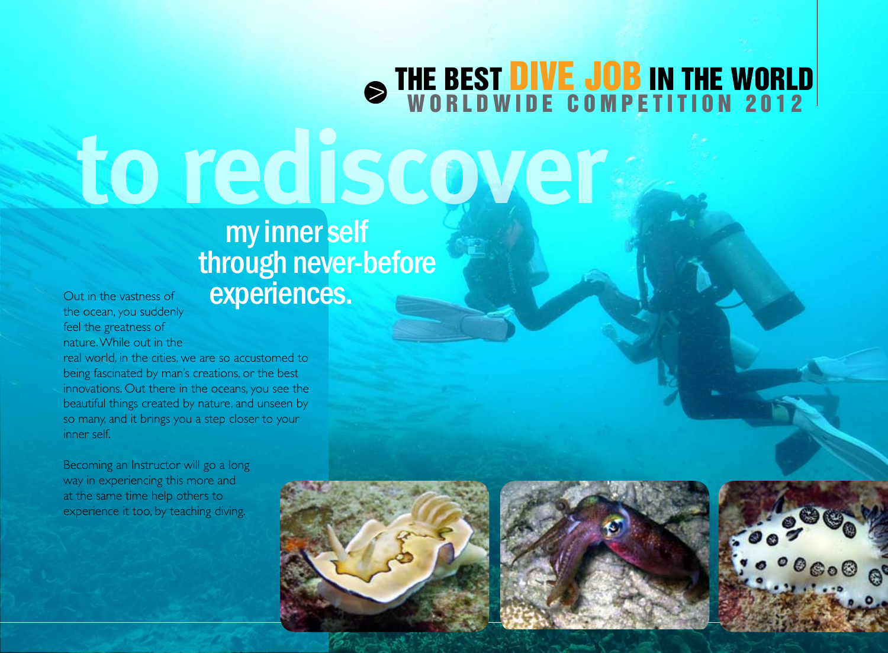THE BEST DIVE JOB IN THE WORLD
WORLDWIDE COMPETITION 2012

# to rediscover

## my inner self through never-before experiences.

Out in the vastness of the ocean, you suddenly feel the greatness of nature. While out in the real world, in the cities, we are so accustomed to being fascinated by man's creations, or the best innovations. Out there in the oceans, you see the beautiful things created by nature, and unseen by so many, and it brings you a step closer to your inner self.

Becoming an Instructor will go a long way in experiencing this more and at the same time help others to experience it too, by teaching diving.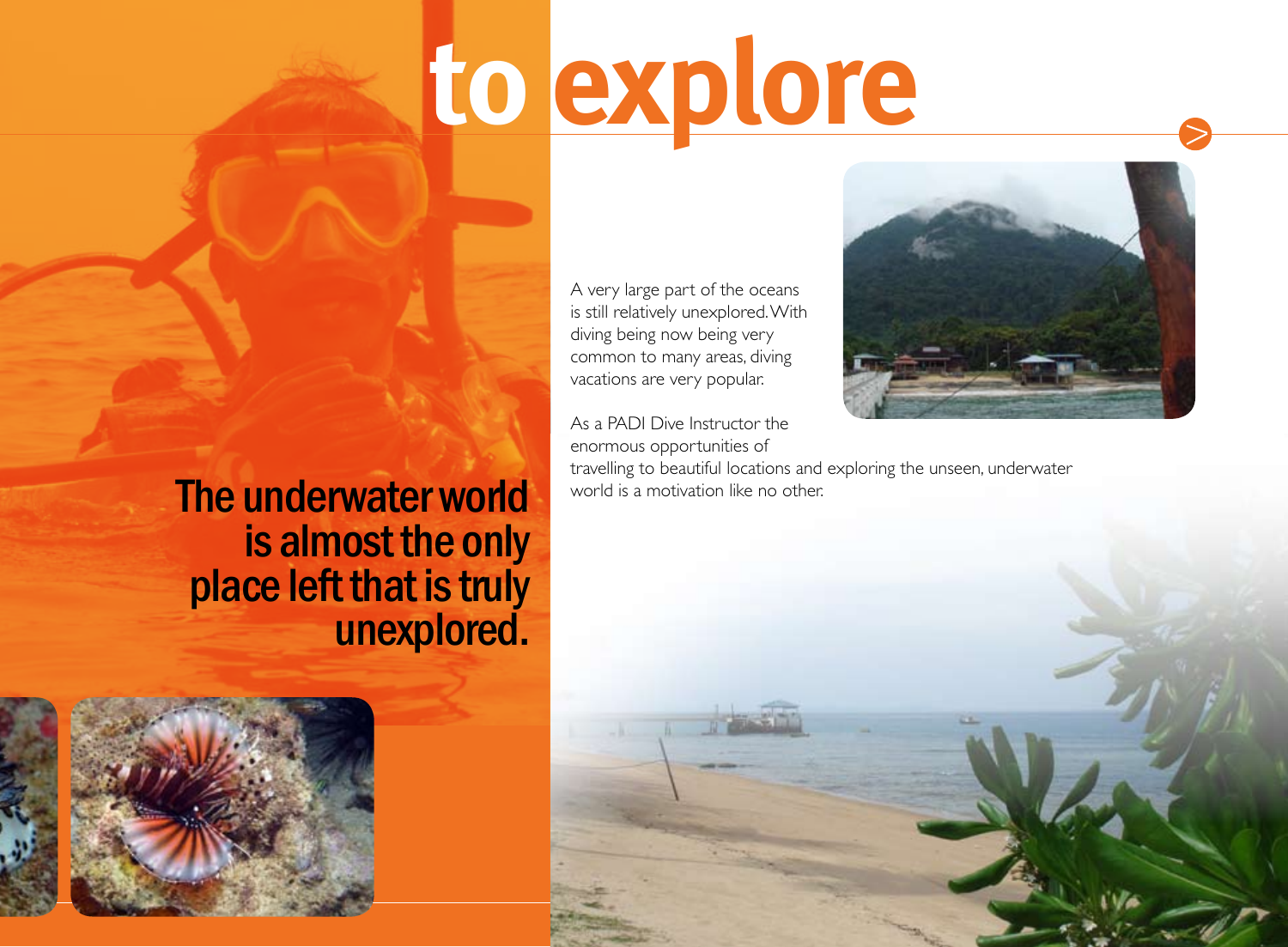# to explore

A very large part of the oceans is still relatively unexplored. With diving being now being very common to many areas, diving vacations are very popular.

As a PADI Dive Instructor the enormous opportunities of travelling to beautiful locations and exploring the unseen, underwater world is a motivation like no other.

## The underwater world is almost the only place left that is truly unexplored.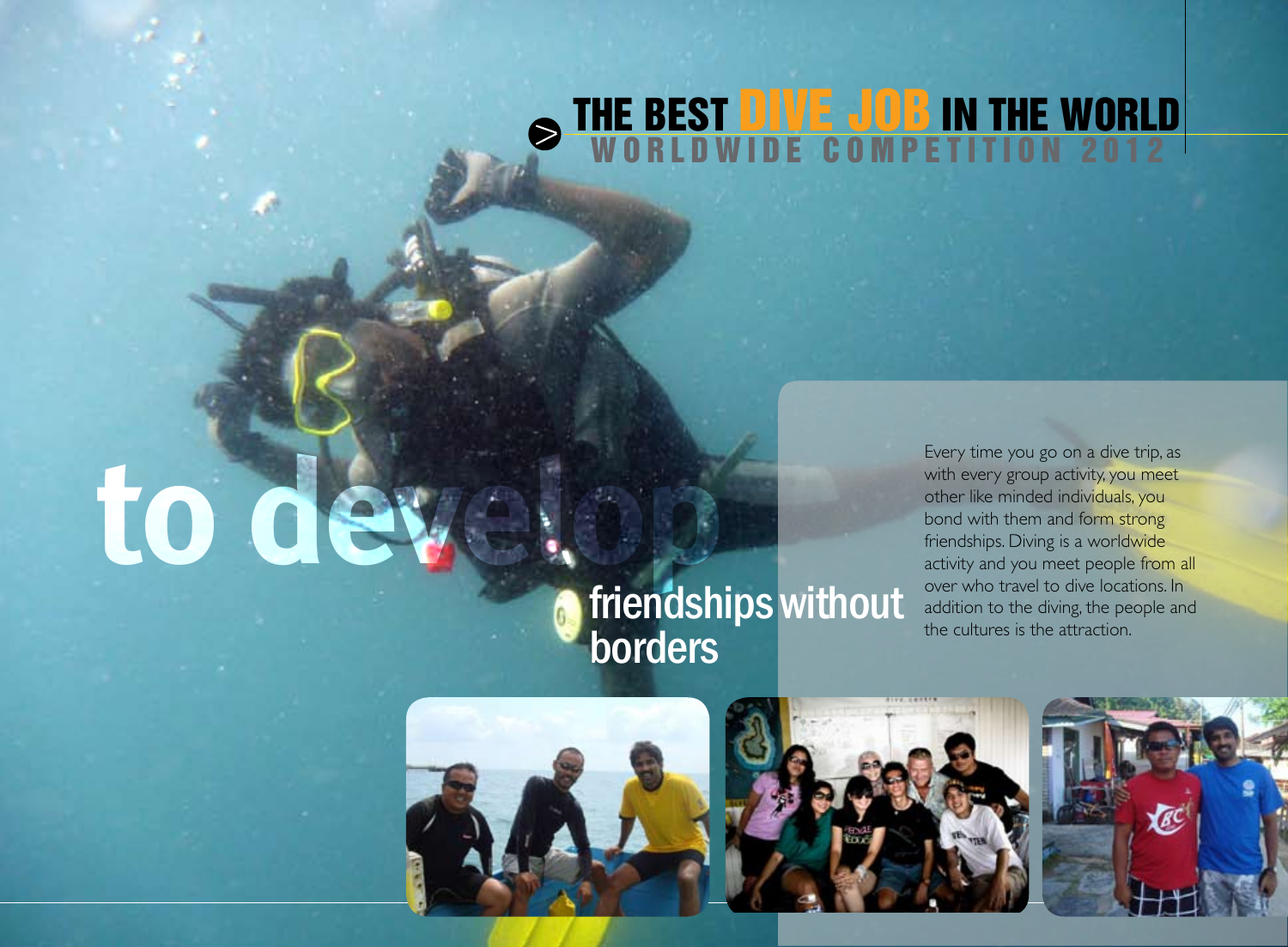# THE BEST DIVE JOB IN THE WORLD

**WORLDWIDE COMPETITION 2012**

# to develop

## friendships without borders

Every time you go on a dive trip, as with every group activity, you meet other like minded individuals, you bond with them and form strong friendships. Diving is a worldwide activity and you meet people from all over who travel to dive locations. In addition to the diving, the people and the cultures is the attraction.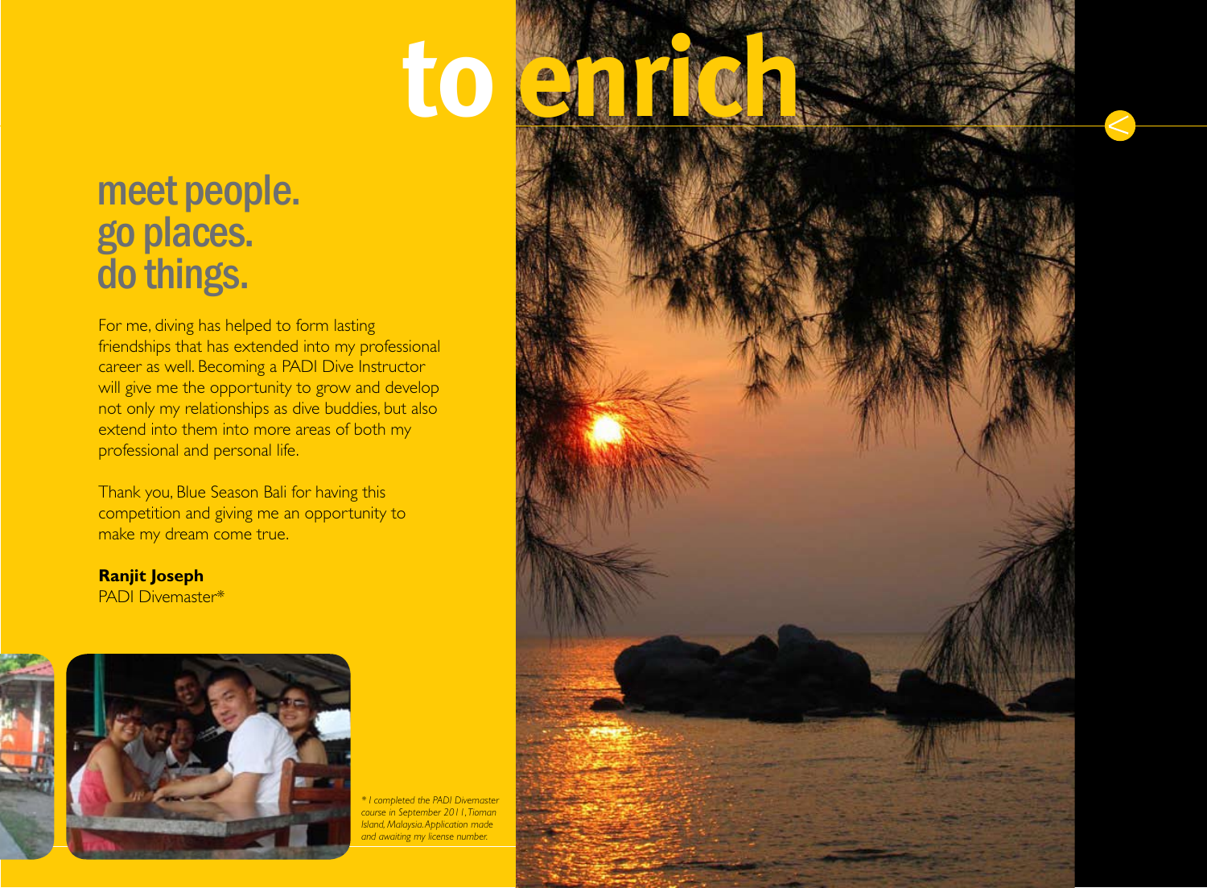# to enrich

## meet people.
## go places.
## do things.

For me, diving has helped to form lasting friendships that has extended into my professional career as well. Becoming a PADI Dive Instructor will give me the opportunity to grow and develop not only my relationships as dive buddies, but also extend into them into more areas of both my professional and personal life.

Thank you, Blue Season Bali for having this competition and giving me an opportunity to make my dream come true.

**Ranjit Joseph**
PADI Divemaster*

*\* I completed the PADI Divemaster course in September 2011, Tioman Island, Malaysia. Application made and awaiting my license number.*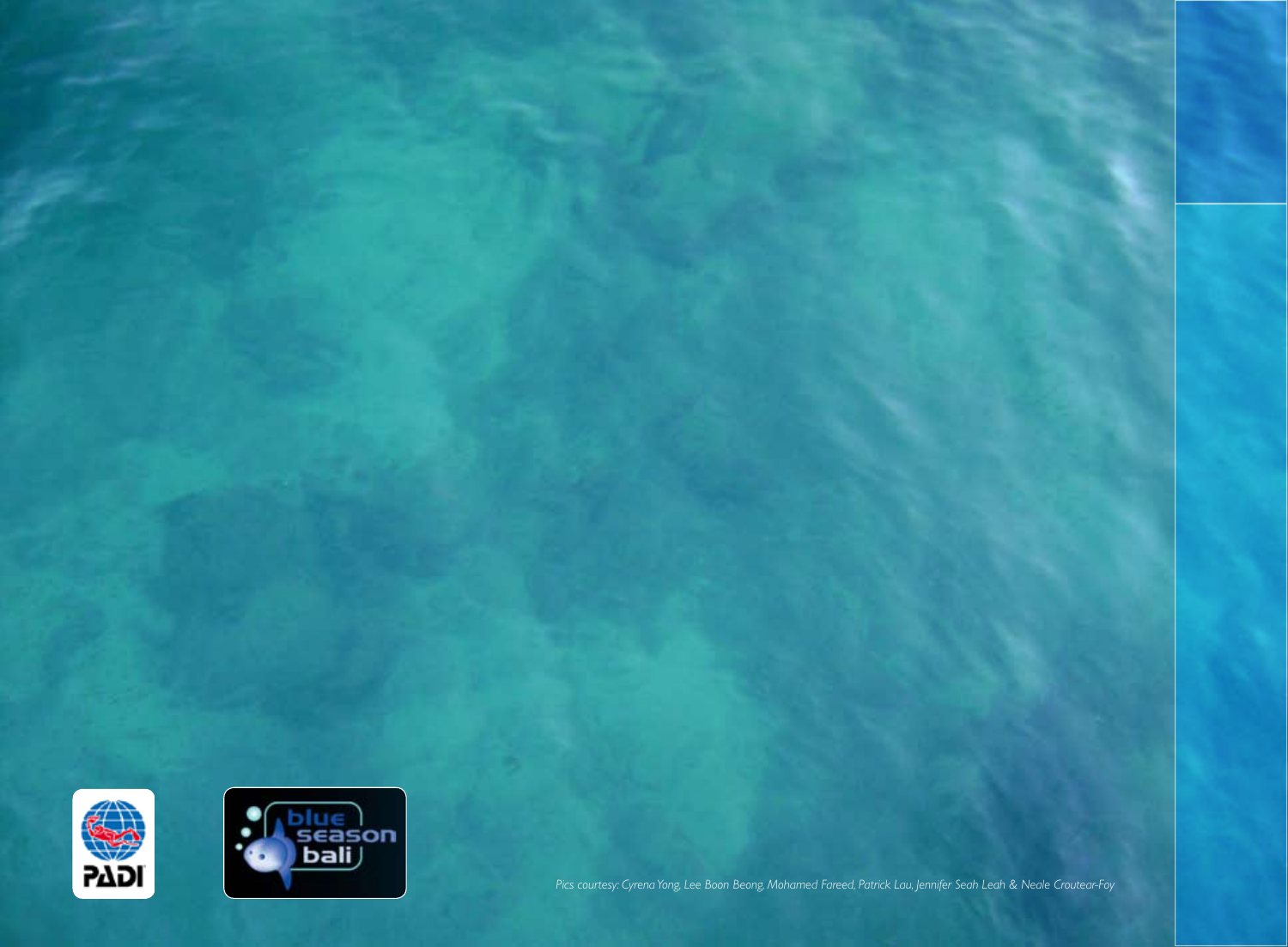*Pics courtesy: Cyrena Yong, Lee Boon Beong, Mohamed Fareed, Patrick Lau, Jennifer Seah Leah & Neale Croutear-Foy*